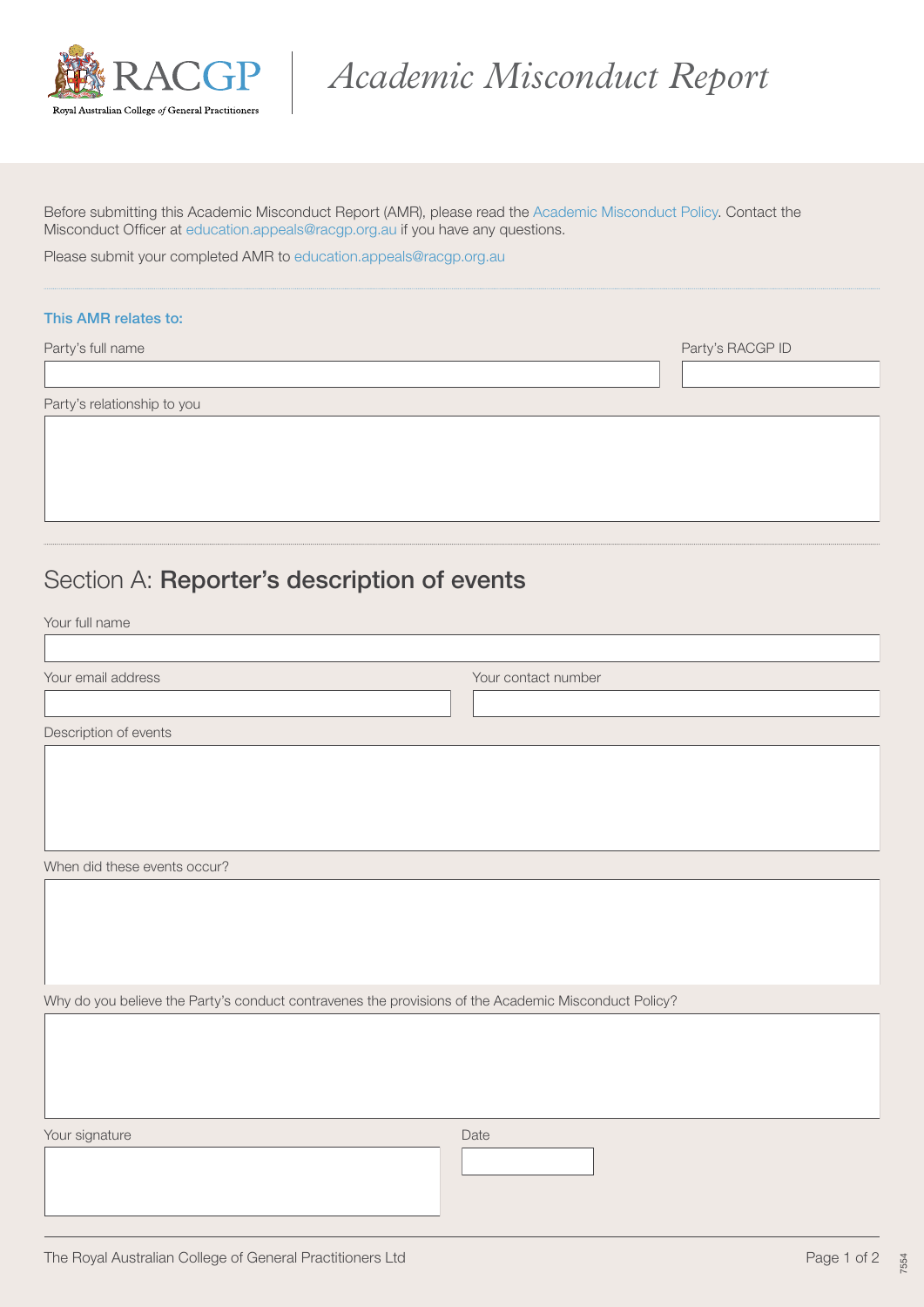# Academic Misconduct Report

RACGP — Royal Australian College of General Practitioners

Before submitting this Academic Misconduct Report (AMR), please read the Academic Misconduct Policy. Contact the Misconduct Officer at education.appeals@racgp.org.au if you have any questions.

Please submit your completed AMR to education.appeals@racgp.org.au

---

**This AMR relates to:**

Party's full name

Party's RACGP ID

Party's relationship to you

---

## Section A: **Reporter's description of events**

Your full name

Your email address

Your contact number

Description of events

When did these events occur?

Why do you believe the Party's conduct contravenes the provisions of the Academic Misconduct Policy?

Your signature

Date

The Royal Australian College of General Practitioners Ltd

7554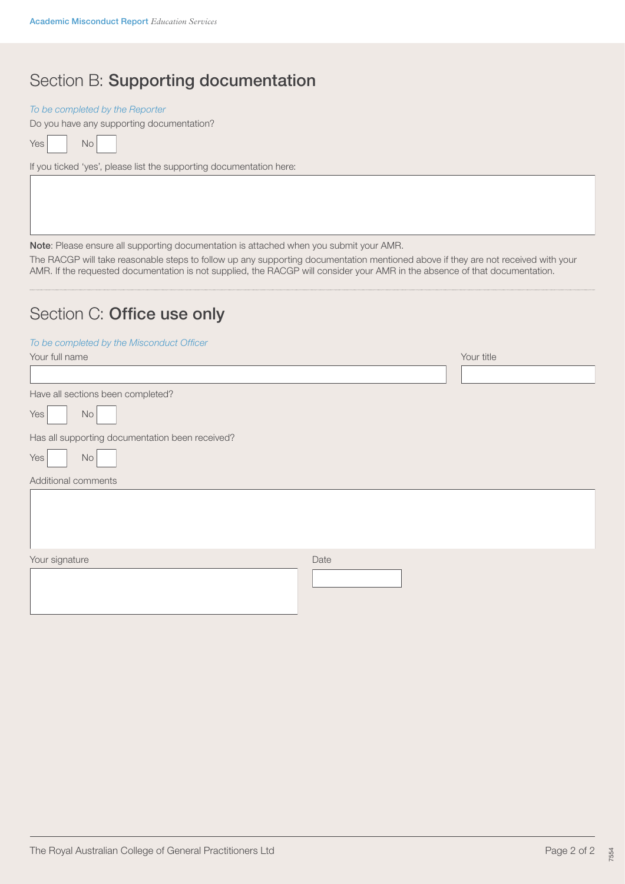## Section B: **Supporting documentation**

*To be completed by the Reporter*

Do you have any supporting documentation?

Yes ☐ No ☐

If you ticked 'yes', please list the supporting documentation here:

**Note**: Please ensure all supporting documentation is attached when you submit your AMR.

The RACGP will take reasonable steps to follow up any supporting documentation mentioned above if they are not received with your AMR. If the requested documentation is not supplied, the RACGP will consider your AMR in the absence of that documentation.

## Section C: **Office use only**

*To be completed by the Misconduct Officer*

Your full name

Your title

Have all sections been completed?

Yes ☐ No ☐

Has all supporting documentation been received?

Yes ☐ No ☐

Additional comments

Your signature

Date